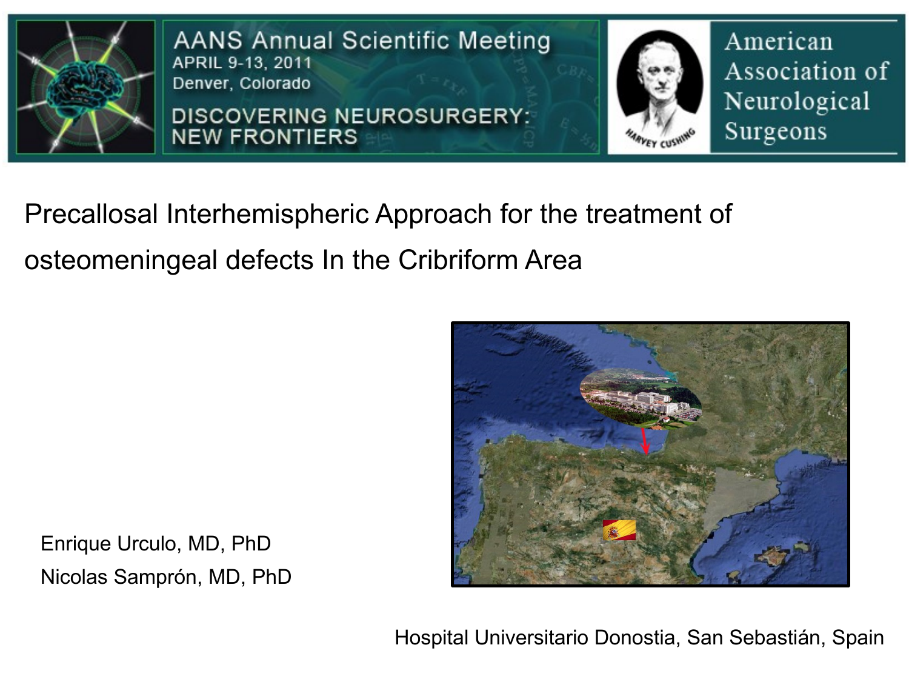AANS Annual Scientific Meeting
APRIL 9-13, 2011
Denver, Colorado

DISCOVERING NEUROSURGERY: NEW FRONTIERS

American Association of Neurological Surgeons

# Precallosal Interhemispheric Approach for the treatment of osteomeningeal defects In the Cribriform Area

Enrique Urculo, MD, PhD

Nicolas Samprón, MD, PhD

Hospital Universitario Donostia, San Sebastián, Spain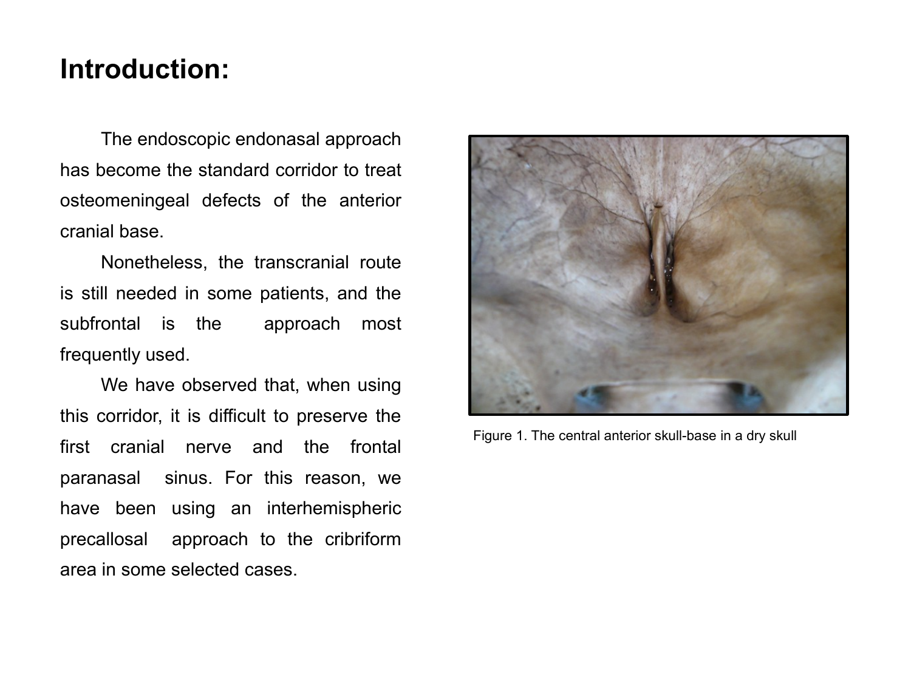## Introduction:

The endoscopic endonasal approach has become the standard corridor to treat osteomeningeal defects of the anterior cranial base.

Nonetheless, the transcranial route is still needed in some patients, and the subfrontal is the approach most frequently used.

We have observed that, when using this corridor, it is difficult to preserve the first cranial nerve and the frontal paranasal sinus. For this reason, we have been using an interhemispheric precallosal approach to the cribriform area in some selected cases.

Figure 1. The central anterior skull-base in a dry skull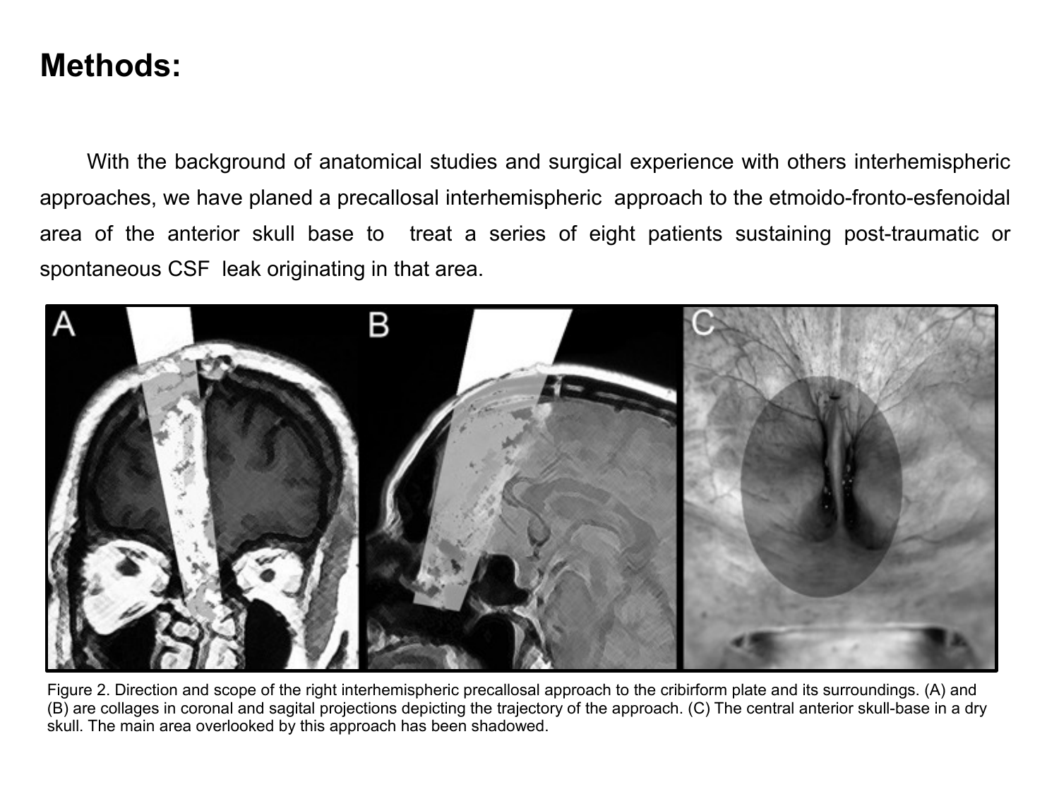# Methods:

With the background of anatomical studies and surgical experience with others interhemispheric approaches, we have planed a precallosal interhemispheric approach to the etmoido-fronto-esfenoidal area of the anterior skull base to treat a series of eight patients sustaining post-traumatic or spontaneous CSF leak originating in that area.

Figure 2. Direction and scope of the right interhemispheric precallosal approach to the cribirform plate and its surroundings. (A) and (B) are collages in coronal and sagital projections depicting the trajectory of the approach. (C) The central anterior skull-base in a dry skull. The main area overlooked by this approach has been shadowed.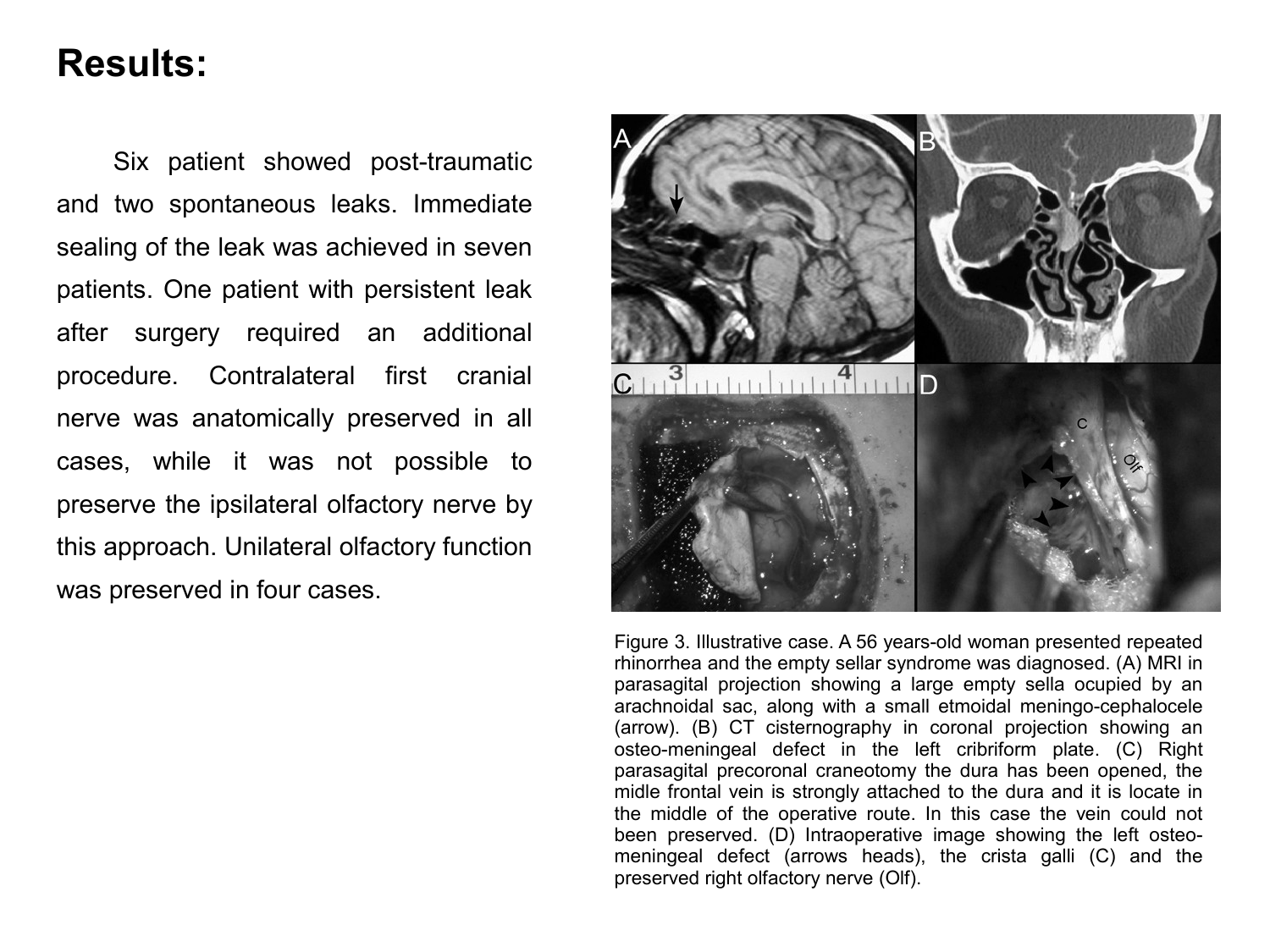# Results:

Six patient showed post-traumatic and two spontaneous leaks. Immediate sealing of the leak was achieved in seven patients. One patient with persistent leak after surgery required an additional procedure. Contralateral first cranial nerve was anatomically preserved in all cases, while it was not possible to preserve the ipsilateral olfactory nerve by this approach. Unilateral olfactory function was preserved in four cases.

Figure 3. Illustrative case. A 56 years-old woman presented repeated rhinorrhea and the empty sellar syndrome was diagnosed. (A) MRI in parasagital projection showing a large empty sella ocupied by an arachnoidal sac, along with a small etmoidal meningo-cephalocele (arrow). (B) CT cisternography in coronal projection showing an osteo-meningeal defect in the left cribriform plate. (C) Right parasagital precoronal craneotomy the dura has been opened, the midle frontal vein is strongly attached to the dura and it is locate in the middle of the operative route. In this case the vein could not been preserved. (D) Intraoperative image showing the left osteo-meningeal defect (arrows heads), the crista galli (C) and the preserved right olfactory nerve (Olf).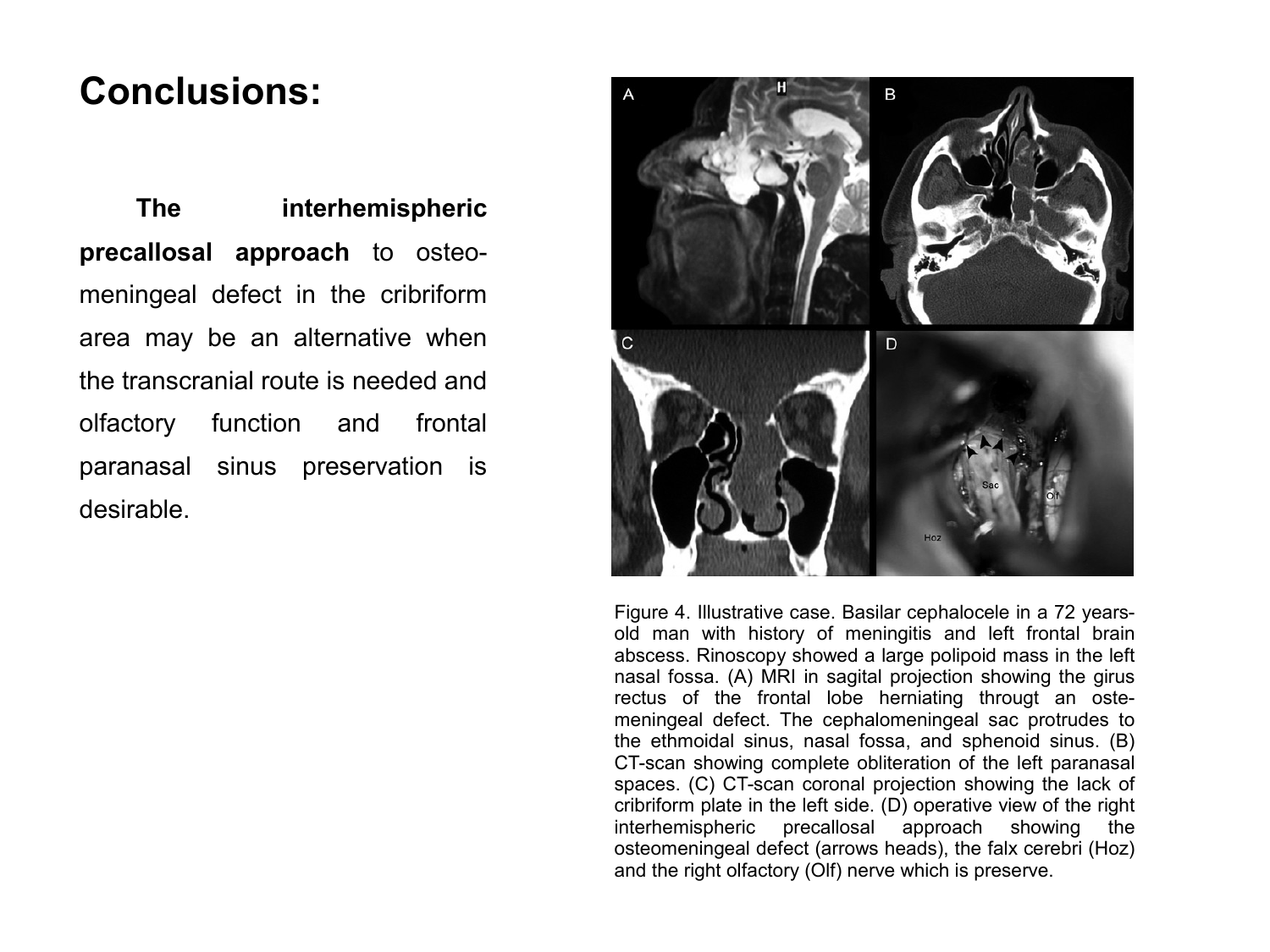# Conclusions:

**The interhemispheric precallosal approach** to osteo-meningeal defect in the cribriform area may be an alternative when the transcranial route is needed and olfactory function and frontal paranasal sinus preservation is desirable.

Figure 4. Illustrative case. Basilar cephalocele in a 72 years-old man with history of meningitis and left frontal brain abscess. Rinoscopy showed a large polipoid mass in the left nasal fossa. (A) MRI in sagital projection showing the girus rectus of the frontal lobe herniating througt an oste-meningeal defect. The cephalomeningeal sac protrudes to the ethmoidal sinus, nasal fossa, and sphenoid sinus. (B) CT-scan showing complete obliteration of the left paranasal spaces. (C) CT-scan coronal projection showing the lack of cribriform plate in the left side. (D) operative view of the right interhemispheric precallosal approach showing the osteomeningeal defect (arrows heads), the falx cerebri (Hoz) and the right olfactory (Olf) nerve which is preserve.